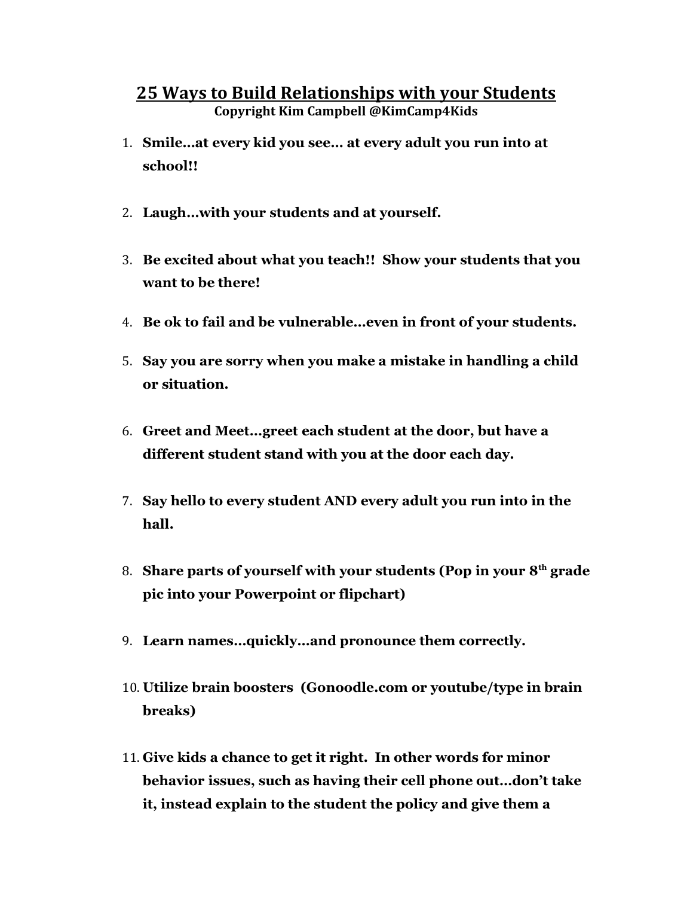# 25 Ways to Build Relationships with your Students

**Copyright Kim Campbell @KimCamp4Kids**

1. **Smile…at every kid you see… at every adult you run into at school!!**

2. **Laugh…with your students and at yourself.**

3. **Be excited about what you teach!! Show your students that you want to be there!**

4. **Be ok to fail and be vulnerable…even in front of your students.**

5. **Say you are sorry when you make a mistake in handling a child or situation.**

6. **Greet and Meet…greet each student at the door, but have a different student stand with you at the door each day.**

7. **Say hello to every student AND every adult you run into in the hall.**

8. **Share parts of yourself with your students (Pop in your 8th grade pic into your Powerpoint or flipchart)**

9. **Learn names…quickly…and pronounce them correctly.**

10. **Utilize brain boosters (Gonoodle.com or youtube/type in brain breaks)**

11. **Give kids a chance to get it right. In other words for minor behavior issues, such as having their cell phone out…don't take it, instead explain to the student the policy and give them a**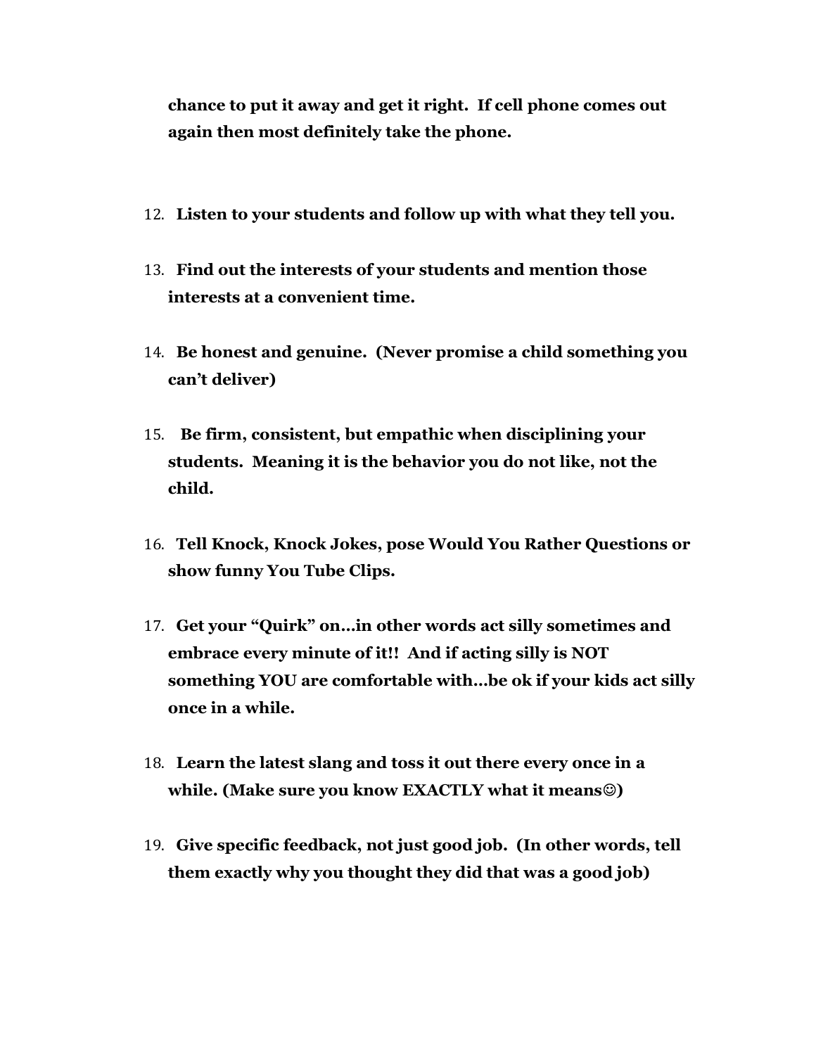**chance to put it away and get it right. If cell phone comes out again then most definitely take the phone.**

12. **Listen to your students and follow up with what they tell you.**

13. **Find out the interests of your students and mention those interests at a convenient time.**

14. **Be honest and genuine. (Never promise a child something you can't deliver)**

15. **Be firm, consistent, but empathic when disciplining your students. Meaning it is the behavior you do not like, not the child.**

16. **Tell Knock, Knock Jokes, pose Would You Rather Questions or show funny You Tube Clips.**

17. **Get your "Quirk" on…in other words act silly sometimes and embrace every minute of it!! And if acting silly is NOT something YOU are comfortable with…be ok if your kids act silly once in a while.**

18. **Learn the latest slang and toss it out there every once in a while. (Make sure you know EXACTLY what it means☺)**

19. **Give specific feedback, not just good job. (In other words, tell them exactly why you thought they did that was a good job)**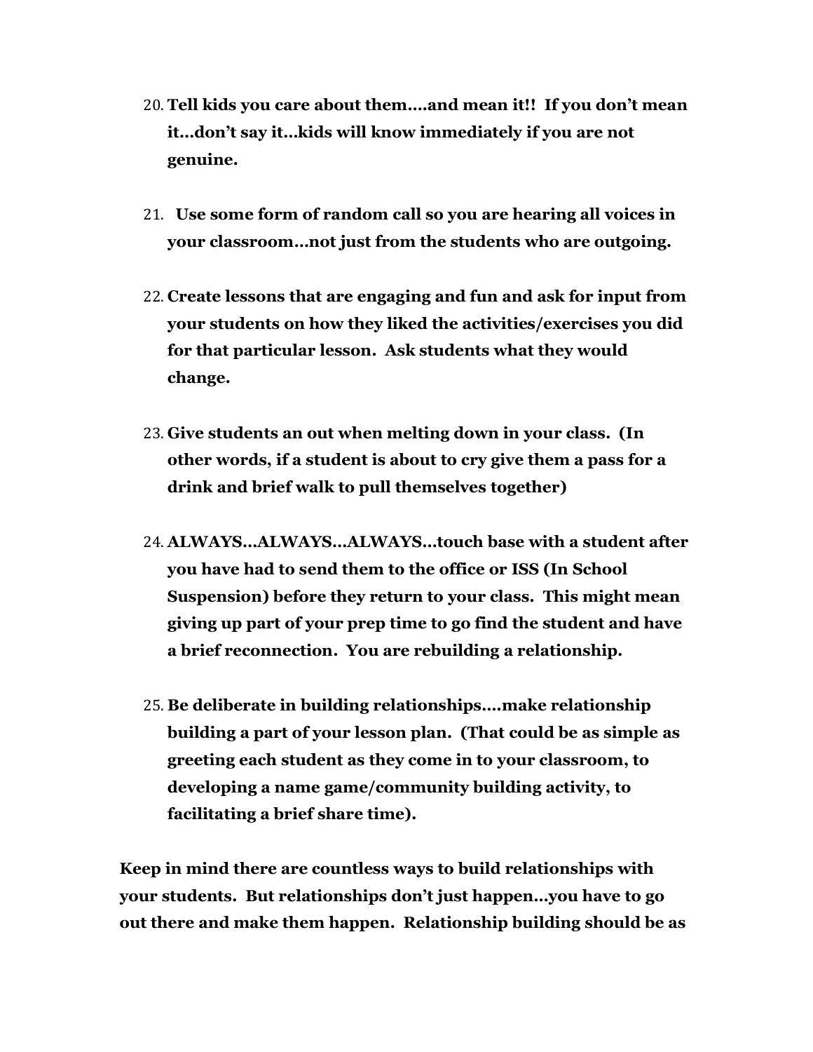20. **Tell kids you care about them….and mean it!! If you don't mean it…don't say it…kids will know immediately if you are not genuine.**

21. **Use some form of random call so you are hearing all voices in your classroom…not just from the students who are outgoing.**

22. **Create lessons that are engaging and fun and ask for input from your students on how they liked the activities/exercises you did for that particular lesson. Ask students what they would change.**

23. **Give students an out when melting down in your class. (In other words, if a student is about to cry give them a pass for a drink and brief walk to pull themselves together)**

24. **ALWAYS…ALWAYS…ALWAYS…touch base with a student after you have had to send them to the office or ISS (In School Suspension) before they return to your class. This might mean giving up part of your prep time to go find the student and have a brief reconnection. You are rebuilding a relationship.**

25. **Be deliberate in building relationships….make relationship building a part of your lesson plan. (That could be as simple as greeting each student as they come in to your classroom, to developing a name game/community building activity, to facilitating a brief share time).**

**Keep in mind there are countless ways to build relationships with your students. But relationships don't just happen…you have to go out there and make them happen. Relationship building should be as**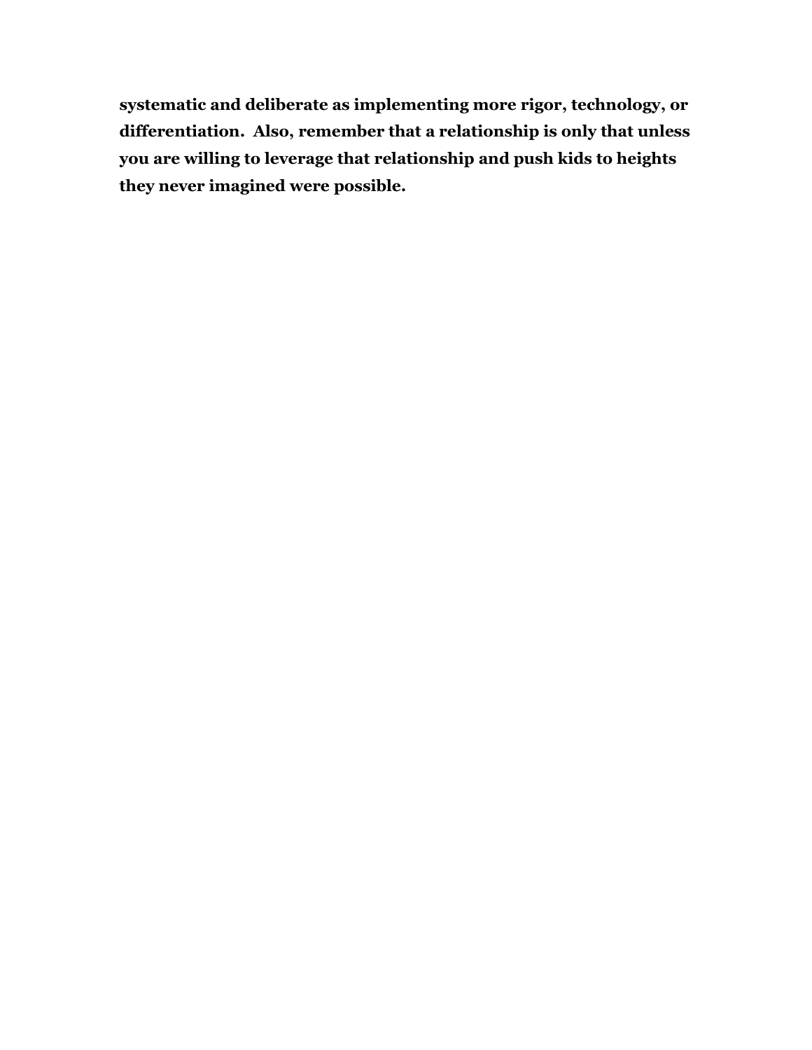**systematic and deliberate as implementing more rigor, technology, or differentiation. Also, remember that a relationship is only that unless you are willing to leverage that relationship and push kids to heights they never imagined were possible.**